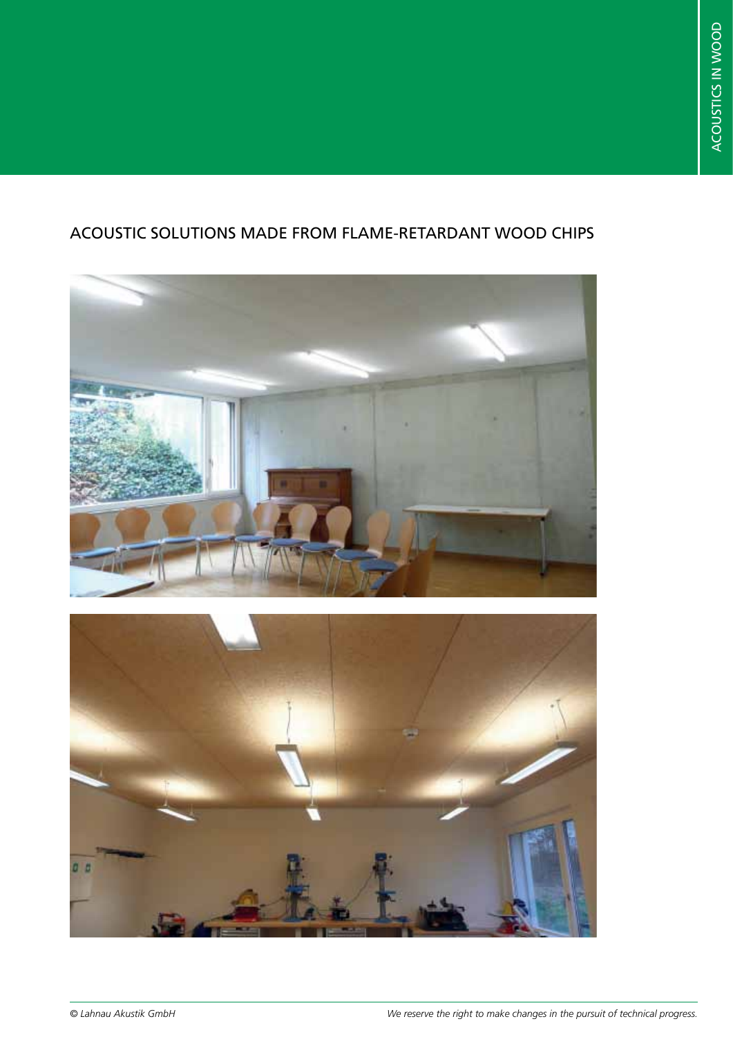## ACOUSTIC SOLUTIONS MADE FROM FLAME-RETARDANT WOOD CHIPS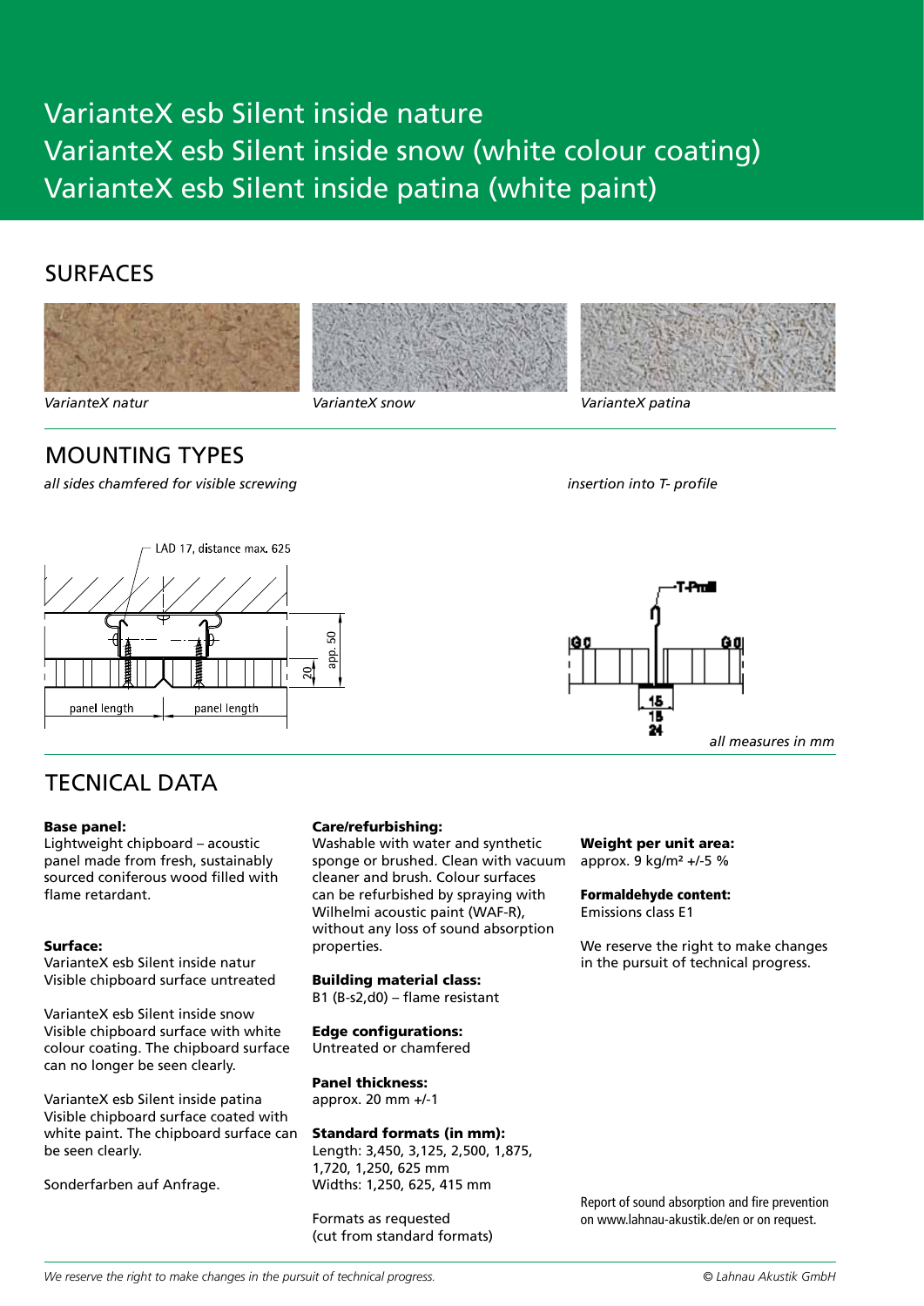# VarianteX esb Silent inside nature
# VarianteX esb Silent inside snow (white colour coating)
# VarianteX esb Silent inside patina (white paint)

## SURFACES

*VarianteX natur*

*VarianteX snow*

*VarianteX patina*

## MOUNTING TYPES

*all sides chamfered for visible screwing*

LAD 17, distance max. 625

app. 50

20

panel length

panel length

*insertion into T- profile*

T-Profil

15

15

24

*all measures in mm*

## TECNICAL DATA

**Base panel:**
Lightweight chipboard – acoustic panel made from fresh, sustainably sourced coniferous wood filled with flame retardant.

**Surface:**
VarianteX esb Silent inside natur
Visible chipboard surface untreated

VarianteX esb Silent inside snow
Visible chipboard surface with white colour coating. The chipboard surface can no longer be seen clearly.

VarianteX esb Silent inside patina
Visible chipboard surface coated with white paint. The chipboard surface can be seen clearly.

Sonderfarben auf Anfrage.

**Care/refurbishing:**
Washable with water and synthetic sponge or brushed. Clean with vacuum cleaner and brush. Colour surfaces can be refurbished by spraying with Wilhelmi acoustic paint (WAF-R), without any loss of sound absorption properties.

**Building material class:**
B1 (B-s2,d0) – flame resistant

**Edge configurations:**
Untreated or chamfered

**Panel thickness:**
approx. 20 mm +/-1

**Standard formats (in mm):**
Length: 3,450, 3,125, 2,500, 1,875, 1,720, 1,250, 625 mm
Widths: 1,250, 625, 415 mm

Formats as requested
(cut from standard formats)

**Weight per unit area:**
approx. 9 kg/m² +/-5 %

**Formaldehyde content:**
Emissions class E1

We reserve the right to make changes in the pursuit of technical progress.

Report of sound absorption and fire prevention on www.lahnau-akustik.de/en or on request.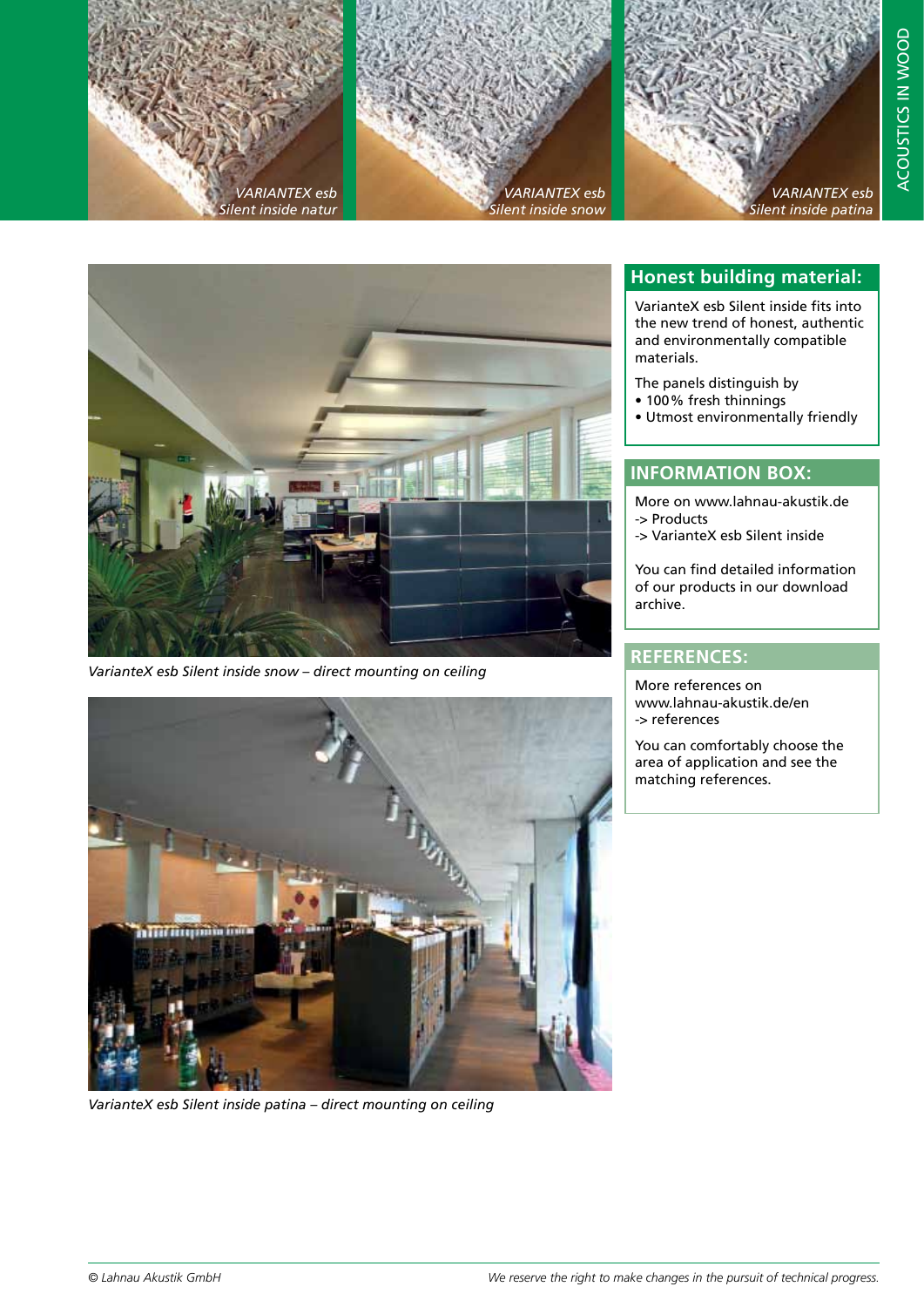*VARIANTEX esb Silent inside natur*

*VARIANTEX esb Silent inside snow*

*VARIANTEX esb Silent inside patina*

*VarianteX esb Silent inside snow – direct mounting on ceiling*

*VarianteX esb Silent inside patina – direct mounting on ceiling*

## Honest building material:

VarianteX esb Silent inside fits into the new trend of honest, authentic and environmentally compatible materials.

The panels distinguish by

- 100% fresh thinnings
- Utmost environmentally friendly

## INFORMATION BOX:

More on www.lahnau-akustik.de
-> Products
-> VarianteX esb Silent inside

You can find detailed information of our products in our download archive.

## REFERENCES:

More references on
www.lahnau-akustik.de/en
-> references

You can comfortably choose the area of application and see the matching references.